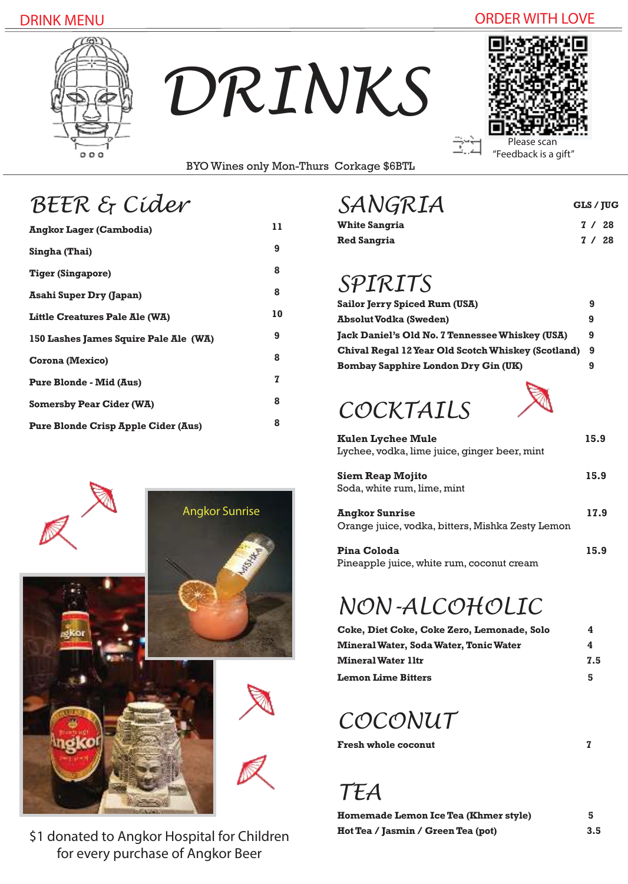DRINK MENU | ORDER WITH LOVE

# DRINKS

Please scan
"Feedback is a gift"

BYO Wines only Mon-Thurs Corkage $6BTL

## BEER & Cider

| Item | Price |
|---|---|
| **Angkor Lager (Cambodia)** | 11 |
| **Singha (Thai)** | 9 |
| **Tiger (Singapore)** | 8 |
| **Asahi Super Dry (Japan)** | 8 |
| **Little Creatures Pale Ale (WA)** | 10 |
| **150 Lashes James Squire Pale Ale (WA)** | 9 |
| **Corona (Mexico)** | 8 |
| **Pure Blonde - Mid (Aus)** | 7 |
| **Somersby Pear Cider (WA)** | 8 |
| **Pure Blonde Crisp Apple Cider (Aus)** | 8 |

Angkor Sunrise

$1 donated to Angkor Hospital for Children for every purchase of Angkor Beer

## SANGRIA

| Item | GLS / JUG |
|---|---|
| **White Sangria** | 7 / 28 |
| **Red Sangria** | 7 / 28 |

## SPIRITS

| Item | Price |
|---|---|
| **Sailor Jerry Spiced Rum (USA)** | 9 |
| **Absolut Vodka (Sweden)** | 9 |
| **Jack Daniel's Old No. 7 Tennessee Whiskey (USA)** | 9 |
| **Chival Regal 12 Year Old Scotch Whiskey (Scotland)** | 9 |
| **Bombay Sapphire London Dry Gin (UK)** | 9 |

## COCKTAILS

**Kulen Lychee Mule** — 15.9
Lychee, vodka, lime juice, ginger beer, mint

**Siem Reap Mojito** — 15.9
Soda, white rum, lime, mint

**Angkor Sunrise** — 17.9
Orange juice, vodka, bitters, Mishka Zesty Lemon

**Pina Coloda** — 15.9
Pineapple juice, white rum, coconut cream

## NON-ALCOHOLIC

| Item | Price |
|---|---|
| **Coke, Diet Coke, Coke Zero, Lemonade, Solo** | 4 |
| **Mineral Water, Soda Water, Tonic Water** | 4 |
| **Mineral Water 1ltr** | 7.5 |
| **Lemon Lime Bitters** | 5 |

## COCONUT

| Item | Price |
|---|---|
| **Fresh whole coconut** | 7 |

## TEA

| Item | Price |
|---|---|
| **Homemade Lemon Ice Tea (Khmer style)** | 5 |
| **Hot Tea / Jasmin / Green Tea (pot)** | 3.5 |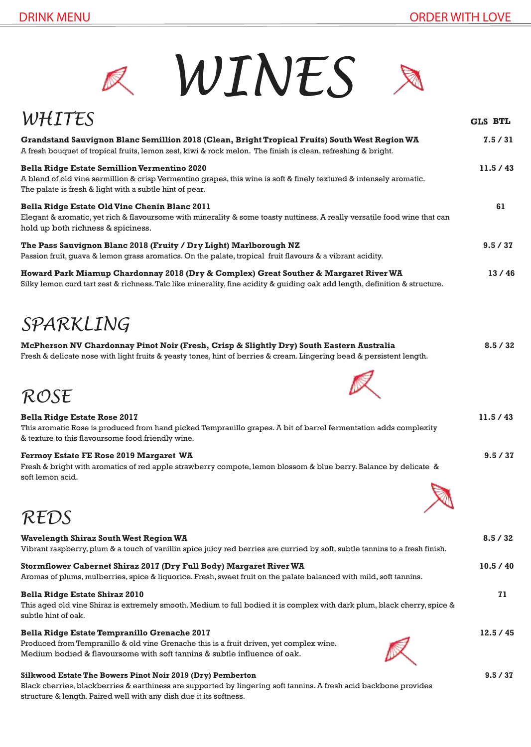# WINES

## WHITES

GLS BTL

**Grandstand Sauvignon Blanc Semillion 2018 (Clean, Bright Tropical Fruits) South West Region WA** — 7.5 / 31
A fresh bouquet of tropical fruits, lemon zest, kiwi & rock melon. The finish is clean, refreshing & bright.

**Bella Ridge Estate Semillion Vermentino 2020** — 11.5 / 43
A blend of old vine sermillion & crisp Vermentino grapes, this wine is soft & finely textured & intensely aromatic. The palate is fresh & light with a subtle hint of pear.

**Bella Ridge Estate Old Vine Chenin Blanc 2011** — 61
Elegant & aromatic, yet rich & flavoursome with minerality & some toasty nuttiness. A really versatile food wine that can hold up both richness & spiciness.

**The Pass Sauvignon Blanc 2018 (Fruity / Dry Light) Marlborough NZ** — 9.5 / 37
Passion fruit, guava & lemon grass aromatics. On the palate, tropical fruit flavours & a vibrant acidity.

**Howard Park Miamup Chardonnay 2018 (Dry & Complex) Great Souther & Margaret River WA** — 13 / 46
Silky lemon curd tart zest & richness. Talc like minerality, fine acidity & guiding oak add length, definition & structure.

## SPARKLING

**McPherson NV Chardonnay Pinot Noir (Fresh, Crisp & Slightly Dry) South Eastern Australia** — 8.5 / 32
Fresh & delicate nose with light fruits & yeasty tones, hint of berries & cream. Lingering bead & persistent length.

## ROSE

**Bella Ridge Estate Rose 2017** — 11.5 / 43
This aromatic Rose is produced from hand picked Tempranillo grapes. A bit of barrel fermentation adds complexity & texture to this flavoursome food friendly wine.

**Fermoy Estate FE Rose 2019 Margaret WA** — 9.5 / 37
Fresh & bright with aromatics of red apple strawberry compote, lemon blossom & blue berry. Balance by delicate & soft lemon acid.

## REDS

**Wavelength Shiraz South West Region WA** — 8.5 / 32
Vibrant raspberry, plum & a touch of vanillin spice juicy red berries are curried by soft, subtle tannins to a fresh finish.

**Stormflower Cabernet Shiraz 2017 (Dry Full Body) Margaret River WA** — 10.5 / 40
Aromas of plums, mulberries, spice & liquorice. Fresh, sweet fruit on the palate balanced with mild, soft tannins.

**Bella Ridge Estate Shiraz 2010** — 71
This aged old vine Shiraz is extremely smooth. Medium to full bodied it is complex with dark plum, black cherry, spice & subtle hint of oak.

**Bella Ridge Estate Tempranillo Grenache 2017** — 12.5 / 45
Produced from Tempranillo & old vine Grenache this is a fruit driven, yet complex wine. Medium bodied & flavoursome with soft tannins & subtle influence of oak.

**Silkwood Estate The Bowers Pinot Noir 2019 (Dry) Pemberton** — 9.5 / 37
Black cherries, blackberries & earthiness are supported by lingering soft tannins. A fresh acid backbone provides structure & length. Paired well with any dish due it its softness.